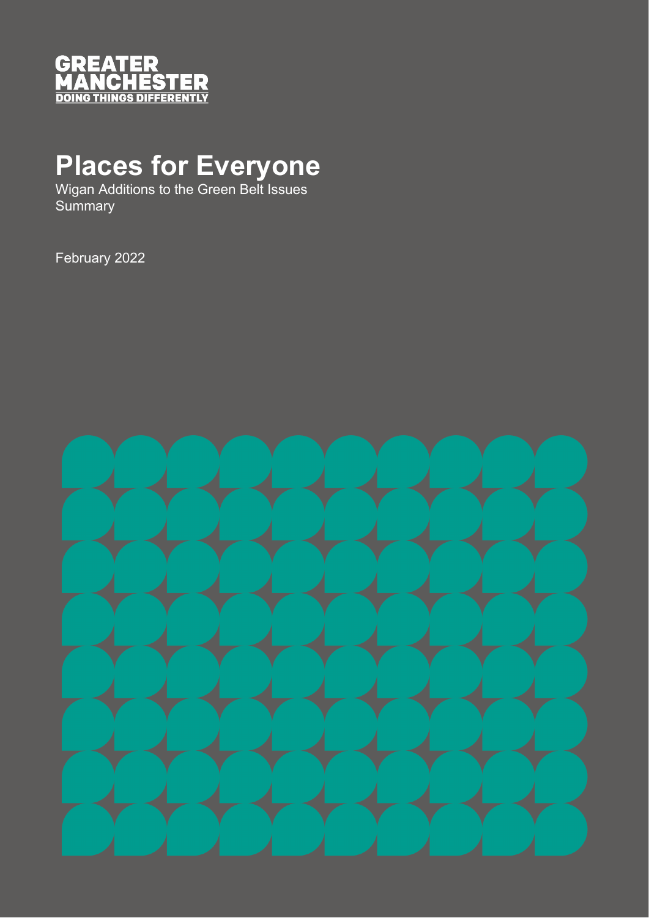GREATER
MANCHESTER
DOING THINGS DIFFERENTLY

# Places for Everyone

Wigan Additions to the Green Belt Issues Summary

February 2022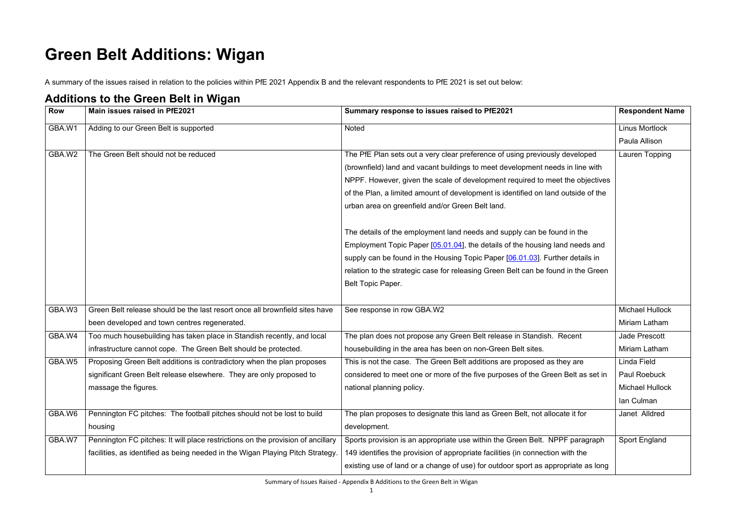# Green Belt Additions: Wigan

A summary of the issues raised in relation to the policies within PfE 2021 Appendix B and the relevant respondents to PfE 2021 is set out below:

## Additions to the Green Belt in Wigan

| Row | Main issues raised in PfE2021 | Summary response to issues raised to PfE2021 | Respondent Name |
|---|---|---|---|
| GBA.W1 | Adding to our Green Belt is supported | Noted | Linus Mortlock<br>Paula Allison |
| GBA.W2 | The Green Belt should not be reduced | The PfE Plan sets out a very clear preference of using previously developed (brownfield) land and vacant buildings to meet development needs in line with NPPF. However, given the scale of development required to meet the objectives of the Plan, a limited amount of development is identified on land outside of the urban area on greenfield and/or Green Belt land.<br><br>The details of the employment land needs and supply can be found in the Employment Topic Paper [05.01.04], the details of the housing land needs and supply can be found in the Housing Topic Paper [06.01.03]. Further details in relation to the strategic case for releasing Green Belt can be found in the Green Belt Topic Paper. | Lauren Topping |
| GBA.W3 | Green Belt release should be the last resort once all brownfield sites have been developed and town centres regenerated. | See response in row GBA.W2 | Michael Hullock<br>Miriam Latham |
| GBA.W4 | Too much housebuilding has taken place in Standish recently, and local infrastructure cannot cope. The Green Belt should be protected. | The plan does not propose any Green Belt release in Standish. Recent housebuilding in the area has been on non-Green Belt sites. | Jade Prescott<br>Miriam Latham |
| GBA.W5 | Proposing Green Belt additions is contradictory when the plan proposes significant Green Belt release elsewhere. They are only proposed to massage the figures. | This is not the case. The Green Belt additions are proposed as they are considered to meet one or more of the five purposes of the Green Belt as set in national planning policy. | Linda Field<br>Paul Roebuck<br>Michael Hullock<br>Ian Culman |
| GBA.W6 | Pennington FC pitches: The football pitches should not be lost to build housing | The plan proposes to designate this land as Green Belt, not allocate it for development. | Janet Alldred |
| GBA.W7 | Pennington FC pitches: It will place restrictions on the provision of ancillary facilities, as identified as being needed in the Wigan Playing Pitch Strategy. | Sports provision is an appropriate use within the Green Belt. NPPF paragraph 149 identifies the provision of appropriate facilities (in connection with the existing use of land or a change of use) for outdoor sport as appropriate as long | Sport England |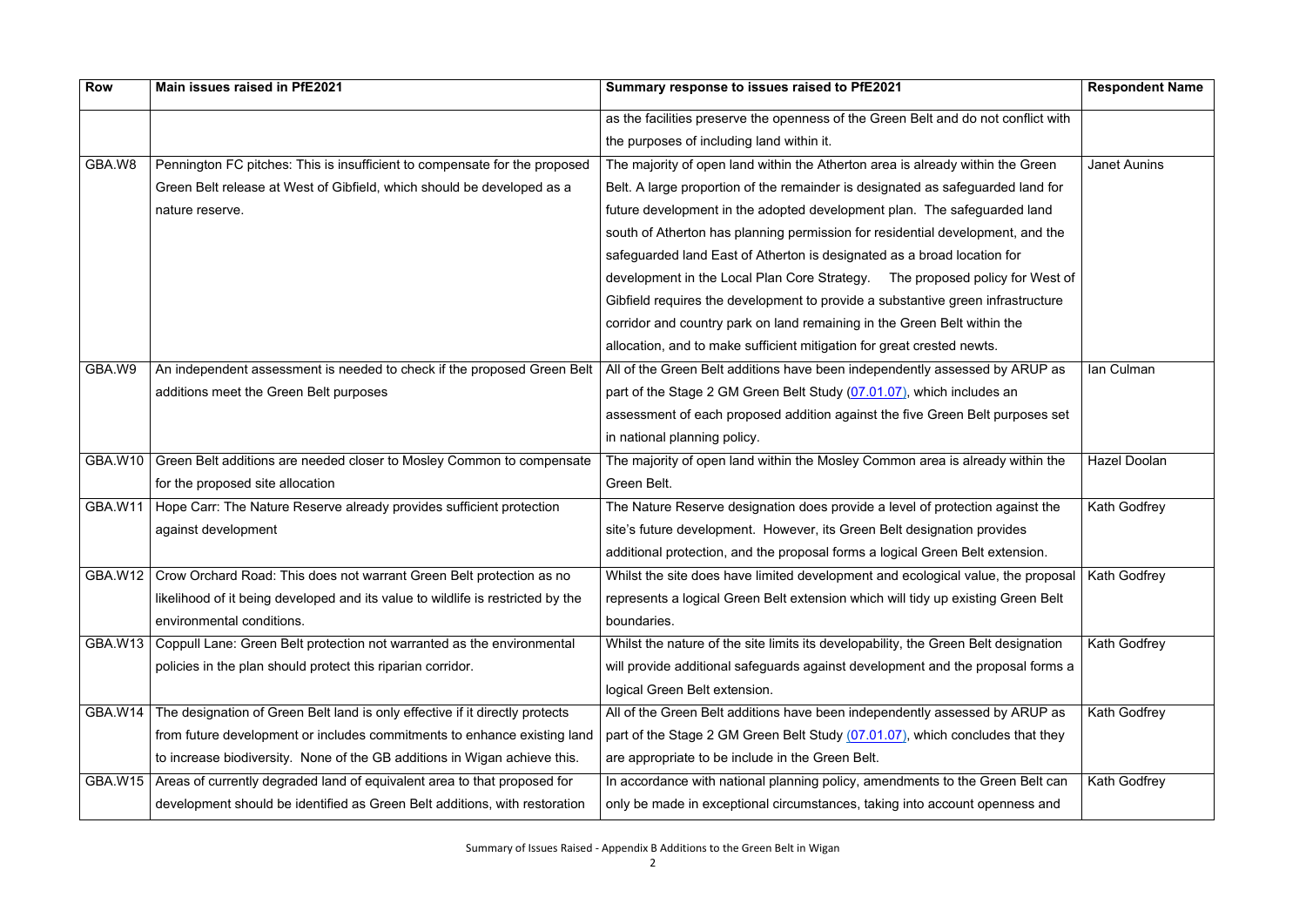| Row | Main issues raised in PfE2021 | Summary response to issues raised to PfE2021 | Respondent Name |
|---|---|---|---|
| | | as the facilities preserve the openness of the Green Belt and do not conflict with the purposes of including land within it. | |
| GBA.W8 | Pennington FC pitches: This is insufficient to compensate for the proposed Green Belt release at West of Gibfield, which should be developed as a nature reserve. | The majority of open land within the Atherton area is already within the Green Belt. A large proportion of the remainder is designated as safeguarded land for future development in the adopted development plan. The safeguarded land south of Atherton has planning permission for residential development, and the safeguarded land East of Atherton is designated as a broad location for development in the Local Plan Core Strategy. The proposed policy for West of Gibfield requires the development to provide a substantive green infrastructure corridor and country park on land remaining in the Green Belt within the allocation, and to make sufficient mitigation for great crested newts. | Janet Aunins |
| GBA.W9 | An independent assessment is needed to check if the proposed Green Belt additions meet the Green Belt purposes | All of the Green Belt additions have been independently assessed by ARUP as part of the Stage 2 GM Green Belt Study (07.01.07), which includes an assessment of each proposed addition against the five Green Belt purposes set in national planning policy. | Ian Culman |
| GBA.W10 | Green Belt additions are needed closer to Mosley Common to compensate for the proposed site allocation | The majority of open land within the Mosley Common area is already within the Green Belt. | Hazel Doolan |
| GBA.W11 | Hope Carr: The Nature Reserve already provides sufficient protection against development | The Nature Reserve designation does provide a level of protection against the site's future development. However, its Green Belt designation provides additional protection, and the proposal forms a logical Green Belt extension. | Kath Godfrey |
| GBA.W12 | Crow Orchard Road: This does not warrant Green Belt protection as no likelihood of it being developed and its value to wildlife is restricted by the environmental conditions. | Whilst the site does have limited development and ecological value, the proposal represents a logical Green Belt extension which will tidy up existing Green Belt boundaries. | Kath Godfrey |
| GBA.W13 | Coppull Lane: Green Belt protection not warranted as the environmental policies in the plan should protect this riparian corridor. | Whilst the nature of the site limits its developability, the Green Belt designation will provide additional safeguards against development and the proposal forms a logical Green Belt extension. | Kath Godfrey |
| GBA.W14 | The designation of Green Belt land is only effective if it directly protects from future development or includes commitments to enhance existing land to increase biodiversity. None of the GB additions in Wigan achieve this. | All of the Green Belt additions have been independently assessed by ARUP as part of the Stage 2 GM Green Belt Study (07.01.07), which concludes that they are appropriate to be include in the Green Belt. | Kath Godfrey |
| GBA.W15 | Areas of currently degraded land of equivalent area to that proposed for development should be identified as Green Belt additions, with restoration | In accordance with national planning policy, amendments to the Green Belt can only be made in exceptional circumstances, taking into account openness and | Kath Godfrey |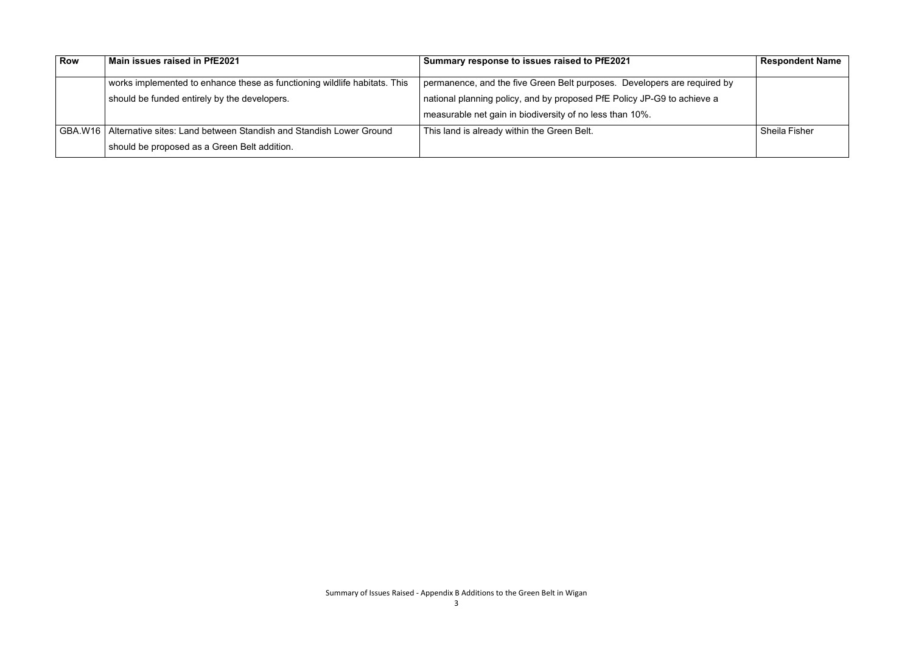| Row | Main issues raised in PfE2021 | Summary response to issues raised to PfE2021 | Respondent Name |
| --- | --- | --- | --- |
| | works implemented to enhance these as functioning wildlife habitats. This should be funded entirely by the developers. | permanence, and the five Green Belt purposes. Developers are required by national planning policy, and by proposed PfE Policy JP-G9 to achieve a measurable net gain in biodiversity of no less than 10%. | |
| GBA.W16 | Alternative sites: Land between Standish and Standish Lower Ground should be proposed as a Green Belt addition. | This land is already within the Green Belt. | Sheila Fisher |